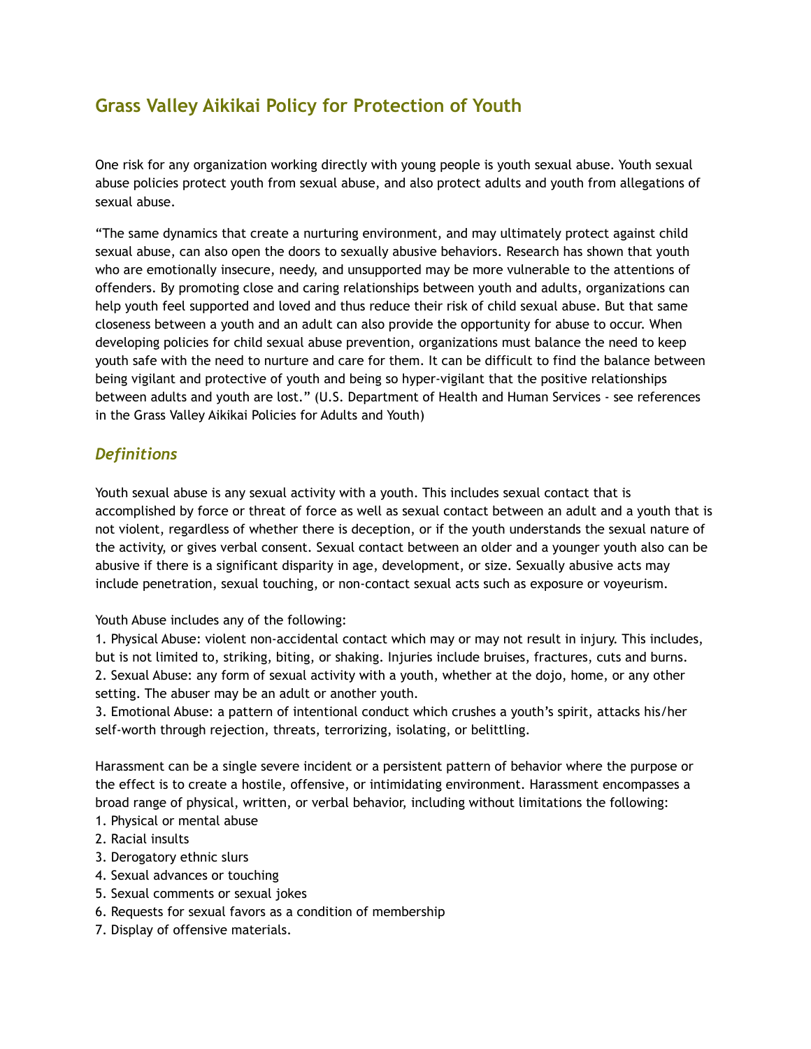## Grass Valley Aikikai Policy for Protection of Youth

One risk for any organization working directly with young people is youth sexual abuse. Youth sexual abuse policies protect youth from sexual abuse, and also protect adults and youth from allegations of sexual abuse.

"The same dynamics that create a nurturing environment, and may ultimately protect against child sexual abuse, can also open the doors to sexually abusive behaviors. Research has shown that youth who are emotionally insecure, needy, and unsupported may be more vulnerable to the attentions of offenders. By promoting close and caring relationships between youth and adults, organizations can help youth feel supported and loved and thus reduce their risk of child sexual abuse. But that same closeness between a youth and an adult can also provide the opportunity for abuse to occur. When developing policies for child sexual abuse prevention, organizations must balance the need to keep youth safe with the need to nurture and care for them. It can be difficult to find the balance between being vigilant and protective of youth and being so hyper-vigilant that the positive relationships between adults and youth are lost." (U.S. Department of Health and Human Services - see references in the Grass Valley Aikikai Policies for Adults and Youth)

### *Definitions*

Youth sexual abuse is any sexual activity with a youth. This includes sexual contact that is accomplished by force or threat of force as well as sexual contact between an adult and a youth that is not violent, regardless of whether there is deception, or if the youth understands the sexual nature of the activity, or gives verbal consent. Sexual contact between an older and a younger youth also can be abusive if there is a significant disparity in age, development, or size. Sexually abusive acts may include penetration, sexual touching, or non-contact sexual acts such as exposure or voyeurism.

Youth Abuse includes any of the following:
1. Physical Abuse: violent non-accidental contact which may or may not result in injury. This includes, but is not limited to, striking, biting, or shaking. Injuries include bruises, fractures, cuts and burns.
2. Sexual Abuse: any form of sexual activity with a youth, whether at the dojo, home, or any other setting. The abuser may be an adult or another youth.
3. Emotional Abuse: a pattern of intentional conduct which crushes a youth's spirit, attacks his/her self-worth through rejection, threats, terrorizing, isolating, or belittling.

Harassment can be a single severe incident or a persistent pattern of behavior where the purpose or the effect is to create a hostile, offensive, or intimidating environment. Harassment encompasses a broad range of physical, written, or verbal behavior, including without limitations the following:
1. Physical or mental abuse
2. Racial insults
3. Derogatory ethnic slurs
4. Sexual advances or touching
5. Sexual comments or sexual jokes
6. Requests for sexual favors as a condition of membership
7. Display of offensive materials.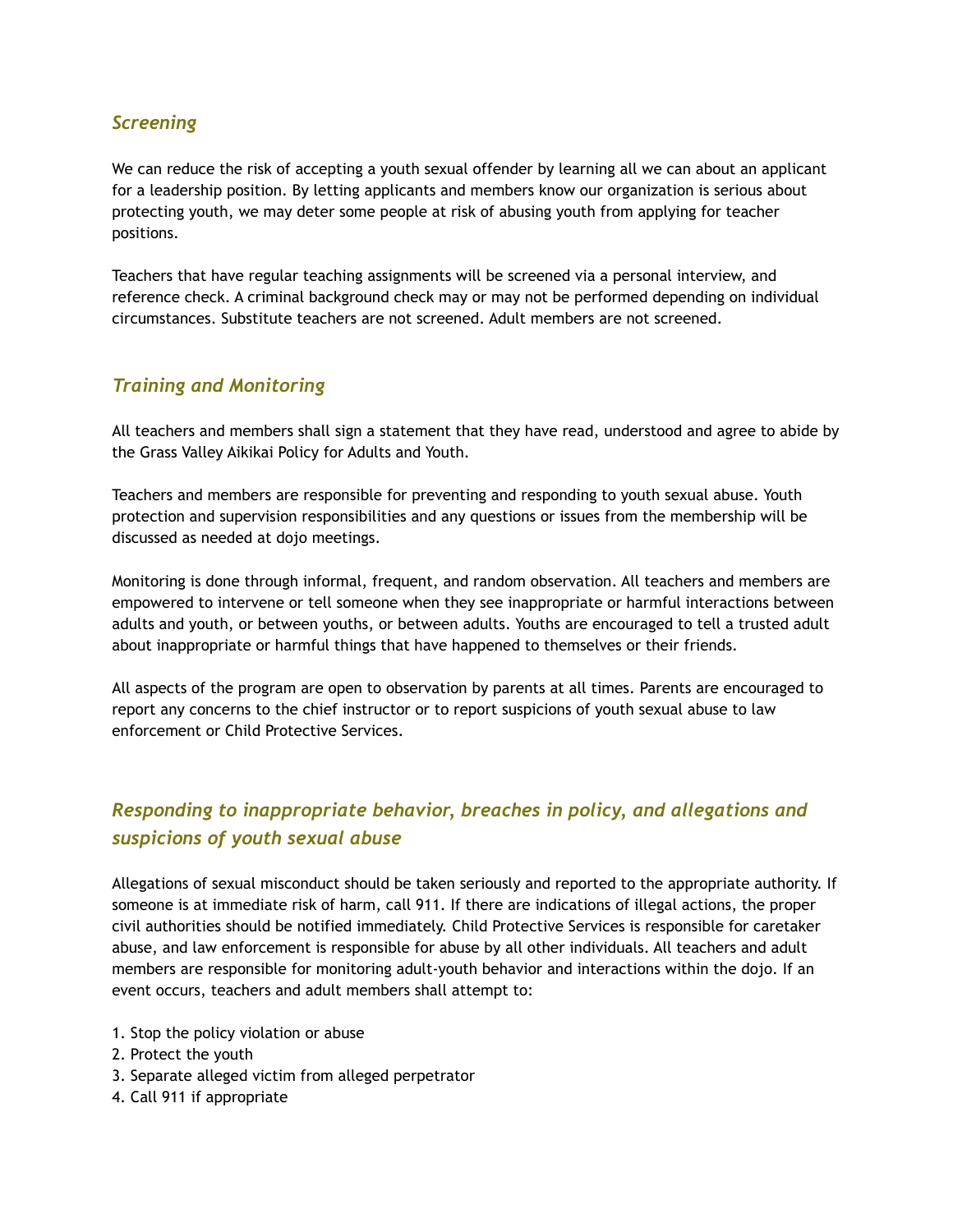### *Screening*

We can reduce the risk of accepting a youth sexual offender by learning all we can about an applicant for a leadership position. By letting applicants and members know our organization is serious about protecting youth, we may deter some people at risk of abusing youth from applying for teacher positions.

Teachers that have regular teaching assignments will be screened via a personal interview, and reference check. A criminal background check may or may not be performed depending on individual circumstances. Substitute teachers are not screened. Adult members are not screened.

### *Training and Monitoring*

All teachers and members shall sign a statement that they have read, understood and agree to abide by the Grass Valley Aikikai Policy for Adults and Youth.

Teachers and members are responsible for preventing and responding to youth sexual abuse. Youth protection and supervision responsibilities and any questions or issues from the membership will be discussed as needed at dojo meetings.

Monitoring is done through informal, frequent, and random observation. All teachers and members are empowered to intervene or tell someone when they see inappropriate or harmful interactions between adults and youth, or between youths, or between adults. Youths are encouraged to tell a trusted adult about inappropriate or harmful things that have happened to themselves or their friends.

All aspects of the program are open to observation by parents at all times. Parents are encouraged to report any concerns to the chief instructor or to report suspicions of youth sexual abuse to law enforcement or Child Protective Services.

### *Responding to inappropriate behavior, breaches in policy, and allegations and suspicions of youth sexual abuse*

Allegations of sexual misconduct should be taken seriously and reported to the appropriate authority. If someone is at immediate risk of harm, call 911. If there are indications of illegal actions, the proper civil authorities should be notified immediately. Child Protective Services is responsible for caretaker abuse, and law enforcement is responsible for abuse by all other individuals. All teachers and adult members are responsible for monitoring adult-youth behavior and interactions within the dojo. If an event occurs, teachers and adult members shall attempt to:

1. Stop the policy violation or abuse
2. Protect the youth
3. Separate alleged victim from alleged perpetrator
4. Call 911 if appropriate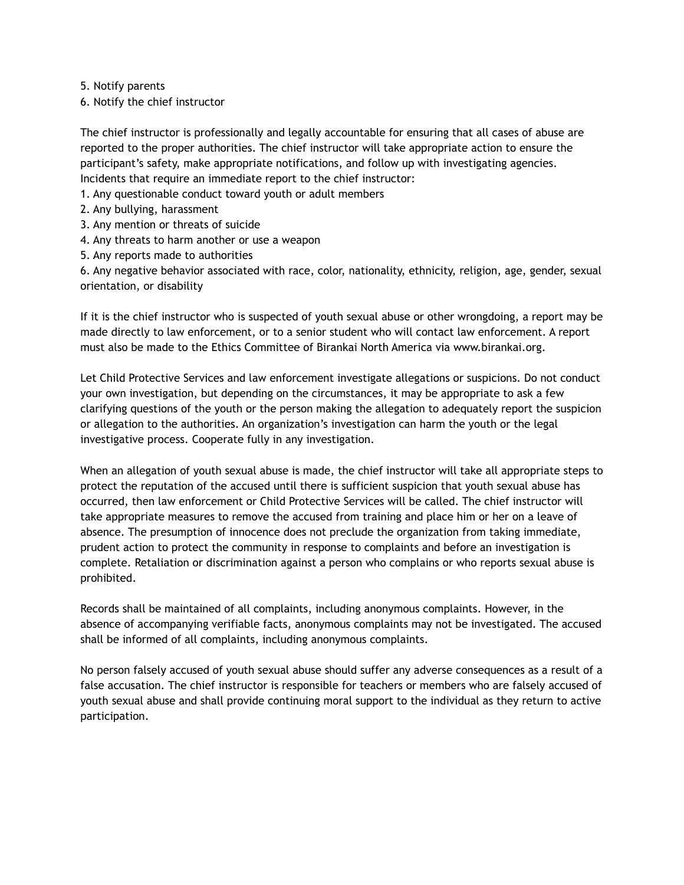5. Notify parents
6. Notify the chief instructor

The chief instructor is professionally and legally accountable for ensuring that all cases of abuse are reported to the proper authorities. The chief instructor will take appropriate action to ensure the participant's safety, make appropriate notifications, and follow up with investigating agencies. Incidents that require an immediate report to the chief instructor:

1. Any questionable conduct toward youth or adult members
2. Any bullying, harassment
3. Any mention or threats of suicide
4. Any threats to harm another or use a weapon
5. Any reports made to authorities
6. Any negative behavior associated with race, color, nationality, ethnicity, religion, age, gender, sexual orientation, or disability

If it is the chief instructor who is suspected of youth sexual abuse or other wrongdoing, a report may be made directly to law enforcement, or to a senior student who will contact law enforcement. A report must also be made to the Ethics Committee of Birankai North America via www.birankai.org.

Let Child Protective Services and law enforcement investigate allegations or suspicions. Do not conduct your own investigation, but depending on the circumstances, it may be appropriate to ask a few clarifying questions of the youth or the person making the allegation to adequately report the suspicion or allegation to the authorities. An organization's investigation can harm the youth or the legal investigative process. Cooperate fully in any investigation.

When an allegation of youth sexual abuse is made, the chief instructor will take all appropriate steps to protect the reputation of the accused until there is sufficient suspicion that youth sexual abuse has occurred, then law enforcement or Child Protective Services will be called. The chief instructor will take appropriate measures to remove the accused from training and place him or her on a leave of absence. The presumption of innocence does not preclude the organization from taking immediate, prudent action to protect the community in response to complaints and before an investigation is complete. Retaliation or discrimination against a person who complains or who reports sexual abuse is prohibited.

Records shall be maintained of all complaints, including anonymous complaints. However, in the absence of accompanying verifiable facts, anonymous complaints may not be investigated. The accused shall be informed of all complaints, including anonymous complaints.

No person falsely accused of youth sexual abuse should suffer any adverse consequences as a result of a false accusation. The chief instructor is responsible for teachers or members who are falsely accused of youth sexual abuse and shall provide continuing moral support to the individual as they return to active participation.